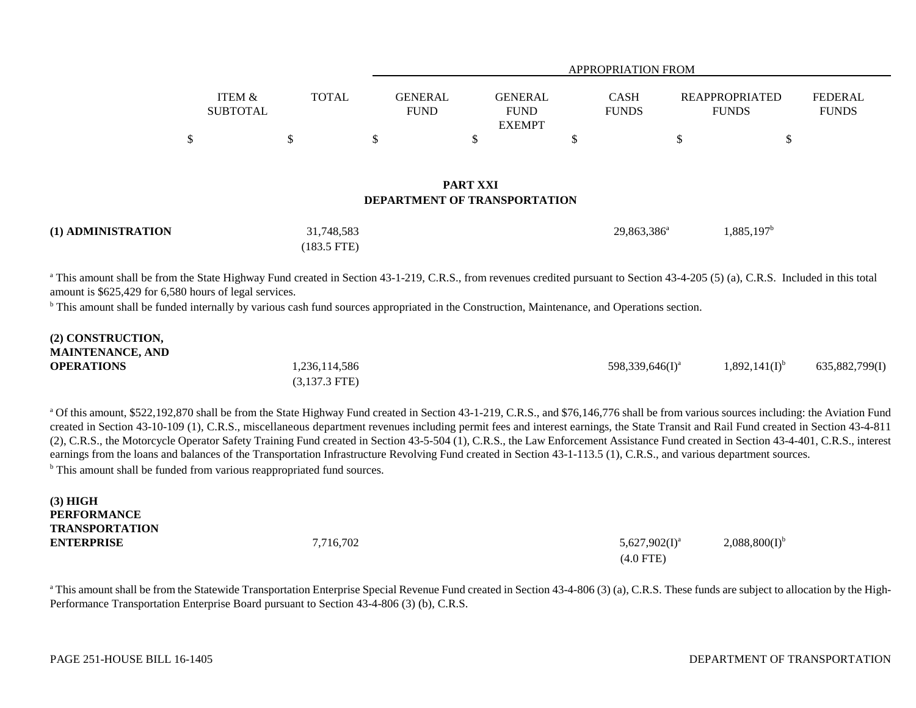| | ITEM & SUBTOTAL | TOTAL | APPROPRIATION FROM GENERAL FUND | GENERAL FUND EXEMPT | CASH FUNDS | REAPPROPRIATED FUNDS | FEDERAL FUNDS |
|---|---|---|---|---|---|---|---|
| | $ | $ | $ | $ | $ | $ | $ |

## PART XXI
## DEPARTMENT OF TRANSPORTATION

| | ITEM & SUBTOTAL | TOTAL | GENERAL FUND | GENERAL FUND EXEMPT | CASH FUNDS | REAPPROPRIATED FUNDS | FEDERAL FUNDS |
|---|---|---|---|---|---|---|---|
| **(1) ADMINISTRATION** | | 31,748,583 (183.5 FTE) | | | 29,863,386[a] | 1,885,197[b] | |

[a] This amount shall be from the State Highway Fund created in Section 43-1-219, C.R.S., from revenues credited pursuant to Section 43-4-205 (5) (a), C.R.S. Included in this total amount is $625,429 for 6,580 hours of legal services.

[b] This amount shall be funded internally by various cash fund sources appropriated in the Construction, Maintenance, and Operations section.

| | ITEM & SUBTOTAL | TOTAL | GENERAL FUND | GENERAL FUND EXEMPT | CASH FUNDS | REAPPROPRIATED FUNDS | FEDERAL FUNDS |
|---|---|---|---|---|---|---|---|
| **(2) CONSTRUCTION, MAINTENANCE, AND OPERATIONS** | | 1,236,114,586 (3,137.3 FTE) | | | 598,339,646(I)[a] | 1,892,141(I)[b] | 635,882,799(I) |

[a] Of this amount, $522,192,870 shall be from the State Highway Fund created in Section 43-1-219, C.R.S., and $76,146,776 shall be from various sources including: the Aviation Fund created in Section 43-10-109 (1), C.R.S., miscellaneous department revenues including permit fees and interest earnings, the State Transit and Rail Fund created in Section 43-4-811 (2), C.R.S., the Motorcycle Operator Safety Training Fund created in Section 43-5-504 (1), C.R.S., the Law Enforcement Assistance Fund created in Section 43-4-401, C.R.S., interest earnings from the loans and balances of the Transportation Infrastructure Revolving Fund created in Section 43-1-113.5 (1), C.R.S., and various department sources.

[b] This amount shall be funded from various reappropriated fund sources.

| | ITEM & SUBTOTAL | TOTAL | GENERAL FUND | GENERAL FUND EXEMPT | CASH FUNDS | REAPPROPRIATED FUNDS | FEDERAL FUNDS |
|---|---|---|---|---|---|---|---|
| **(3) HIGH PERFORMANCE TRANSPORTATION ENTERPRISE** | | 7,716,702 | | | 5,627,902(I)[a] (4.0 FTE) | 2,088,800(I)[b] | |

[a] This amount shall be from the Statewide Transportation Enterprise Special Revenue Fund created in Section 43-4-806 (3) (a), C.R.S. These funds are subject to allocation by the High-Performance Transportation Enterprise Board pursuant to Section 43-4-806 (3) (b), C.R.S.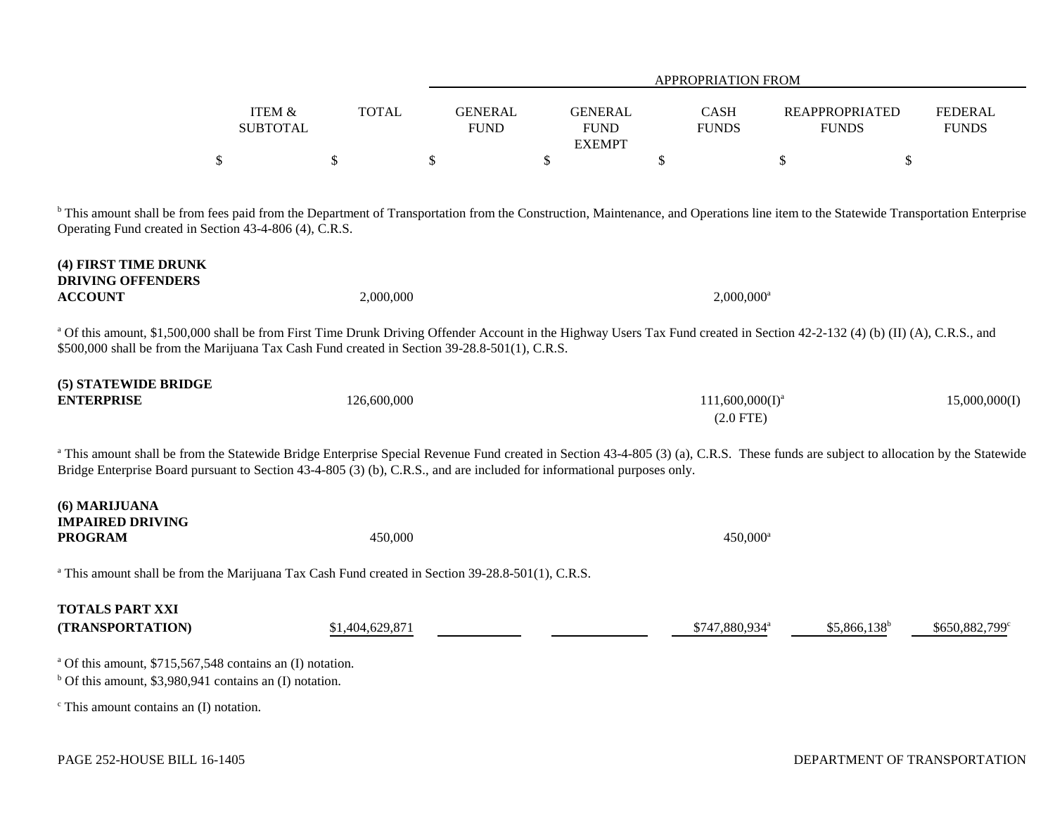| | ITEM & SUBTOTAL | TOTAL | APPROPRIATION FROM GENERAL FUND | GENERAL FUND EXEMPT | CASH FUNDS | REAPPROPRIATED FUNDS | FEDERAL FUNDS |
|---|---|---|---|---|---|---|---|
| | $ | $ | $ | $ | $ | $ | $ |

[b] This amount shall be from fees paid from the Department of Transportation from the Construction, Maintenance, and Operations line item to the Statewide Transportation Enterprise Operating Fund created in Section 43-4-806 (4), C.R.S.

| | ITEM & SUBTOTAL | TOTAL | GENERAL FUND | GENERAL FUND EXEMPT | CASH FUNDS | REAPPROPRIATED FUNDS | FEDERAL FUNDS |
|---|---|---|---|---|---|---|---|
| **(4) FIRST TIME DRUNK DRIVING OFFENDERS ACCOUNT** | | 2,000,000 | | | 2,000,000[a] | | |

[a] Of this amount, $1,500,000 shall be from First Time Drunk Driving Offender Account in the Highway Users Tax Fund created in Section 42-2-132 (4) (b) (II) (A), C.R.S., and $500,000 shall be from the Marijuana Tax Cash Fund created in Section 39-28.8-501(1), C.R.S.

| | ITEM & SUBTOTAL | TOTAL | GENERAL FUND | GENERAL FUND EXEMPT | CASH FUNDS | REAPPROPRIATED FUNDS | FEDERAL FUNDS |
|---|---|---|---|---|---|---|---|
| **(5) STATEWIDE BRIDGE ENTERPRISE** | | 126,600,000 | | | 111,600,000(I)[a] (2.0 FTE) | | 15,000,000(I) |

[a] This amount shall be from the Statewide Bridge Enterprise Special Revenue Fund created in Section 43-4-805 (3) (a), C.R.S. These funds are subject to allocation by the Statewide Bridge Enterprise Board pursuant to Section 43-4-805 (3) (b), C.R.S., and are included for informational purposes only.

| | ITEM & SUBTOTAL | TOTAL | GENERAL FUND | GENERAL FUND EXEMPT | CASH FUNDS | REAPPROPRIATED FUNDS | FEDERAL FUNDS |
|---|---|---|---|---|---|---|---|
| **(6) MARIJUANA IMPAIRED DRIVING PROGRAM** | | 450,000 | | | 450,000[a] | | |

[a] This amount shall be from the Marijuana Tax Cash Fund created in Section 39-28.8-501(1), C.R.S.

| | ITEM & SUBTOTAL | TOTAL | GENERAL FUND | GENERAL FUND EXEMPT | CASH FUNDS | REAPPROPRIATED FUNDS | FEDERAL FUNDS |
|---|---|---|---|---|---|---|---|
| **TOTALS PART XXI (TRANSPORTATION)** | | $1,404,629,871 | | | $747,880,934[a] | $5,866,138[b] | $650,882,799[c] |

[a] Of this amount, $715,567,548 contains an (I) notation.
[b] Of this amount, $3,980,941 contains an (I) notation.

[c] This amount contains an (I) notation.